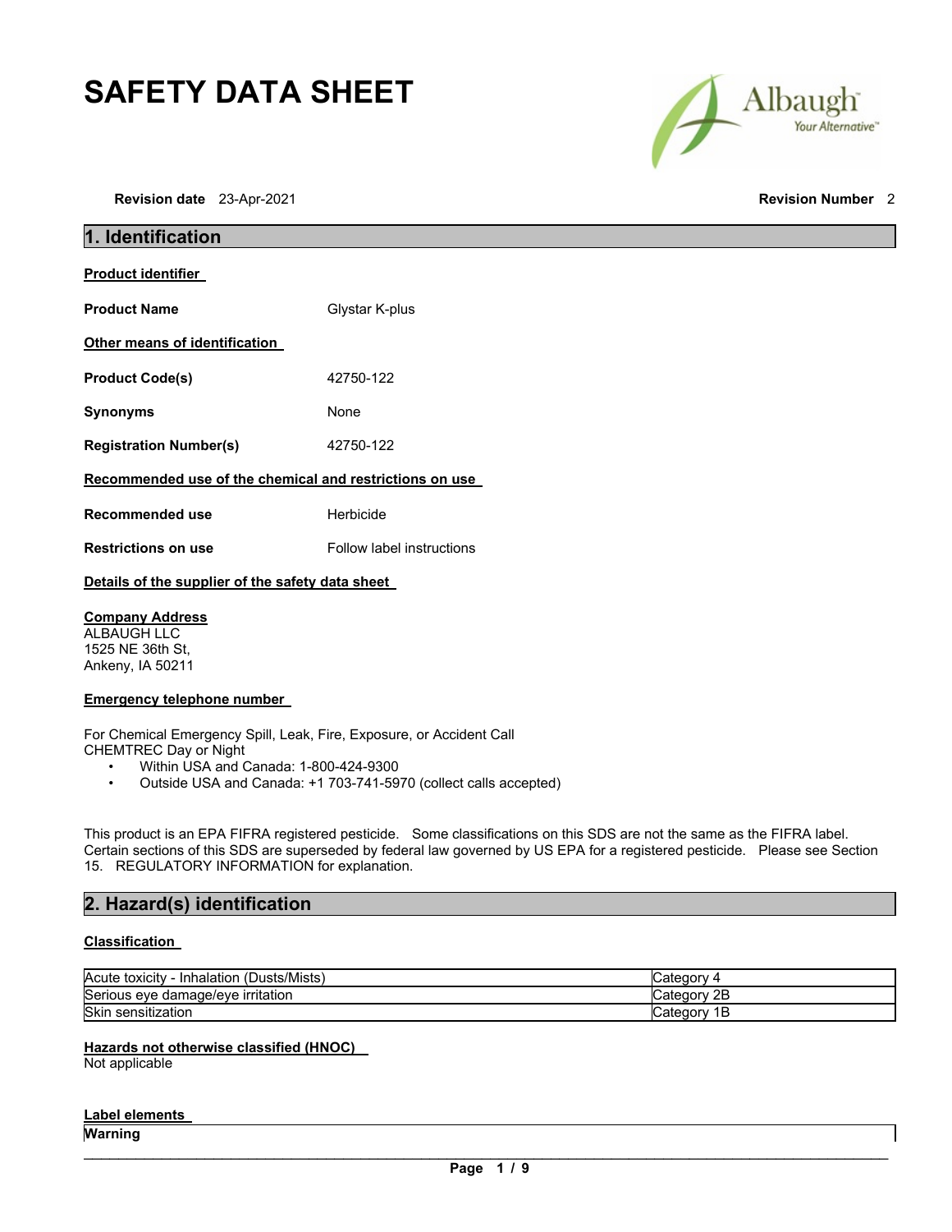# SAFETY DATA SHEET

**Revision date** 23-Apr-2021 **Revision Number** 2

## 1. Identification

**Product identifier**

**Product Name** Glystar K-plus

**Other means of identification**

**Product Code(s)** 42750-122

**Synonyms** None

**Registration Number(s)** 42750-122

**Recommended use of the chemical and restrictions on use**

**Recommended use** Herbicide

**Restrictions on use** Follow label instructions

**Details of the supplier of the safety data sheet**

**Company Address**
ALBAUGH LLC
1525 NE 36th St,
Ankeny, IA 50211

**Emergency telephone number**

For Chemical Emergency Spill, Leak, Fire, Exposure, or Accident Call
CHEMTREC Day or Night

- Within USA and Canada: 1-800-424-9300
- Outside USA and Canada: +1 703-741-5970 (collect calls accepted)

This product is an EPA FIFRA registered pesticide. Some classifications on this SDS are not the same as the FIFRA label. Certain sections of this SDS are superseded by federal law governed by US EPA for a registered pesticide. Please see Section 15. REGULATORY INFORMATION for explanation.

## 2. Hazard(s) identification

**Classification**

| Hazard | Category |
|---|---|
| Acute toxicity - Inhalation (Dusts/Mists) | Category 4 |
| Serious eye damage/eye irritation | Category 2B |
| Skin sensitization | Category 1B |

**Hazards not otherwise classified (HNOC)**
Not applicable

**Label elements**

**Warning**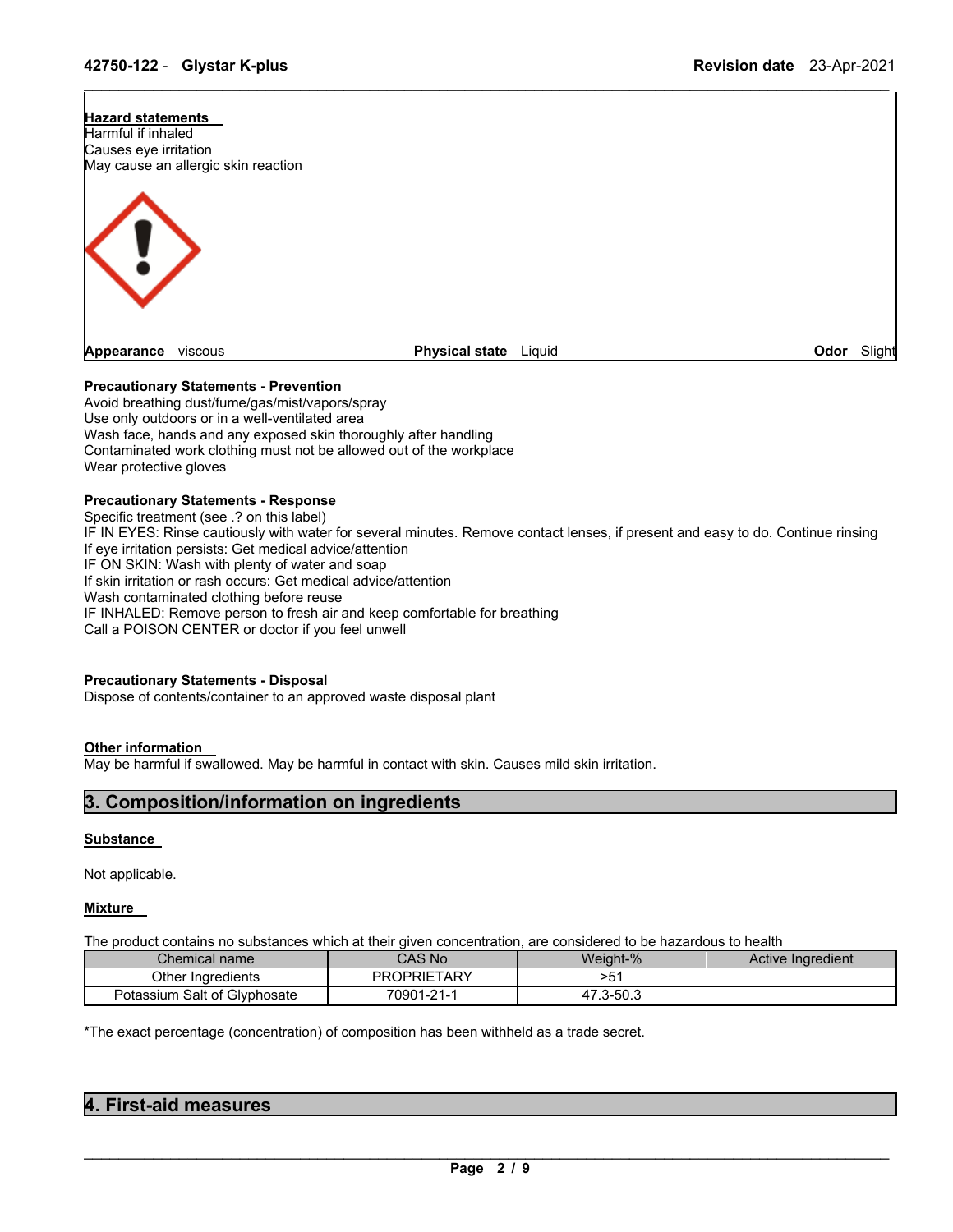**Hazard statements**

Harmful if inhaled

Causes eye irritation

May cause an allergic skin reaction

**Appearance** viscous **Physical state** Liquid **Odor** Slight

**Precautionary Statements - Prevention**

Avoid breathing dust/fume/gas/mist/vapors/spray

Use only outdoors or in a well-ventilated area

Wash face, hands and any exposed skin thoroughly after handling

Contaminated work clothing must not be allowed out of the workplace

Wear protective gloves

**Precautionary Statements - Response**

Specific treatment (see .? on this label)

IF IN EYES: Rinse cautiously with water for several minutes. Remove contact lenses, if present and easy to do. Continue rinsing

If eye irritation persists: Get medical advice/attention

IF ON SKIN: Wash with plenty of water and soap

If skin irritation or rash occurs: Get medical advice/attention

Wash contaminated clothing before reuse

IF INHALED: Remove person to fresh air and keep comfortable for breathing

Call a POISON CENTER or doctor if you feel unwell

**Precautionary Statements - Disposal**

Dispose of contents/container to an approved waste disposal plant

**Other information**

May be harmful if swallowed. May be harmful in contact with skin. Causes mild skin irritation.

## 3. Composition/information on ingredients

**Substance**

Not applicable.

**Mixture**

The product contains no substances which at their given concentration, are considered to be hazardous to health

| Chemical name | CAS No | Weight-% | Active Ingredient |
|---|---|---|---|
| Other Ingredients | PROPRIETARY | >51 | |
| Potassium Salt of Glyphosate | 70901-21-1 | 47.3-50.3 | |

*The exact percentage (concentration) of composition has been withheld as a trade secret.

## 4. First-aid measures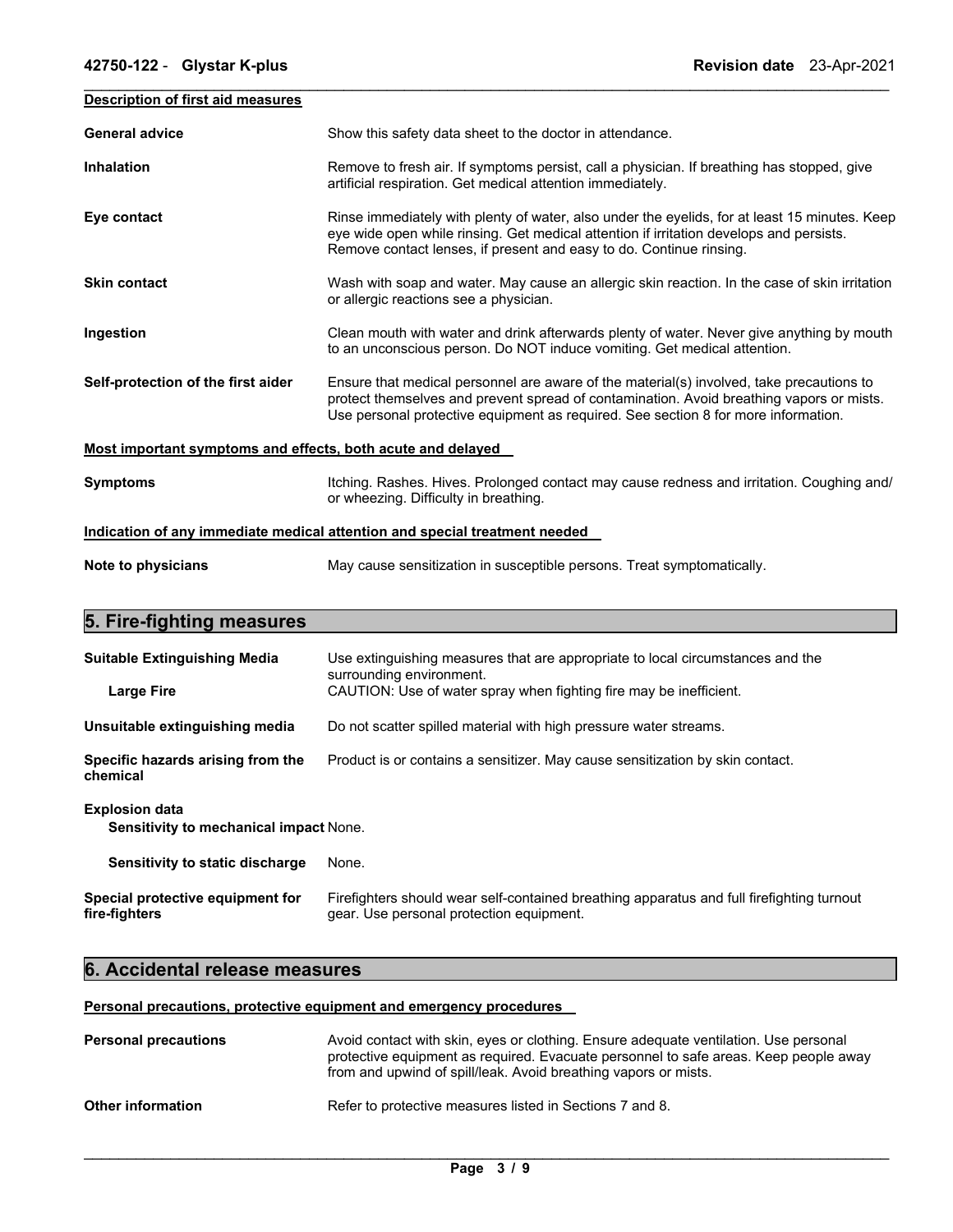**Description of first aid measures**

| | |
|---|---|
| **General advice** | Show this safety data sheet to the doctor in attendance. |
| **Inhalation** | Remove to fresh air. If symptoms persist, call a physician. If breathing has stopped, give artificial respiration. Get medical attention immediately. |
| **Eye contact** | Rinse immediately with plenty of water, also under the eyelids, for at least 15 minutes. Keep eye wide open while rinsing. Get medical attention if irritation develops and persists. Remove contact lenses, if present and easy to do. Continue rinsing. |
| **Skin contact** | Wash with soap and water. May cause an allergic skin reaction. In the case of skin irritation or allergic reactions see a physician. |
| **Ingestion** | Clean mouth with water and drink afterwards plenty of water. Never give anything by mouth to an unconscious person. Do NOT induce vomiting. Get medical attention. |
| **Self-protection of the first aider** | Ensure that medical personnel are aware of the material(s) involved, take precautions to protect themselves and prevent spread of contamination. Avoid breathing vapors or mists. Use personal protective equipment as required. See section 8 for more information. |

**Most important symptoms and effects, both acute and delayed**

| | |
|---|---|
| **Symptoms** | Itching. Rashes. Hives. Prolonged contact may cause redness and irritation. Coughing and/ or wheezing. Difficulty in breathing. |

**Indication of any immediate medical attention and special treatment needed**

| | |
|---|---|
| **Note to physicians** | May cause sensitization in susceptible persons. Treat symptomatically. |

## 5. Fire-fighting measures

| | |
|---|---|
| **Suitable Extinguishing Media** | Use extinguishing measures that are appropriate to local circumstances and the surrounding environment. |
| **Large Fire** | CAUTION: Use of water spray when fighting fire may be inefficient. |
| **Unsuitable extinguishing media** | Do not scatter spilled material with high pressure water streams. |
| **Specific hazards arising from the chemical** | Product is or contains a sensitizer. May cause sensitization by skin contact. |
| **Explosion data** | |
| **Sensitivity to mechanical impact** | None. |
| **Sensitivity to static discharge** | None. |
| **Special protective equipment for fire-fighters** | Firefighters should wear self-contained breathing apparatus and full firefighting turnout gear. Use personal protection equipment. |

## 6. Accidental release measures

**Personal precautions, protective equipment and emergency procedures**

| | |
|---|---|
| **Personal precautions** | Avoid contact with skin, eyes or clothing. Ensure adequate ventilation. Use personal protective equipment as required. Evacuate personnel to safe areas. Keep people away from and upwind of spill/leak. Avoid breathing vapors or mists. |
| **Other information** | Refer to protective measures listed in Sections 7 and 8. |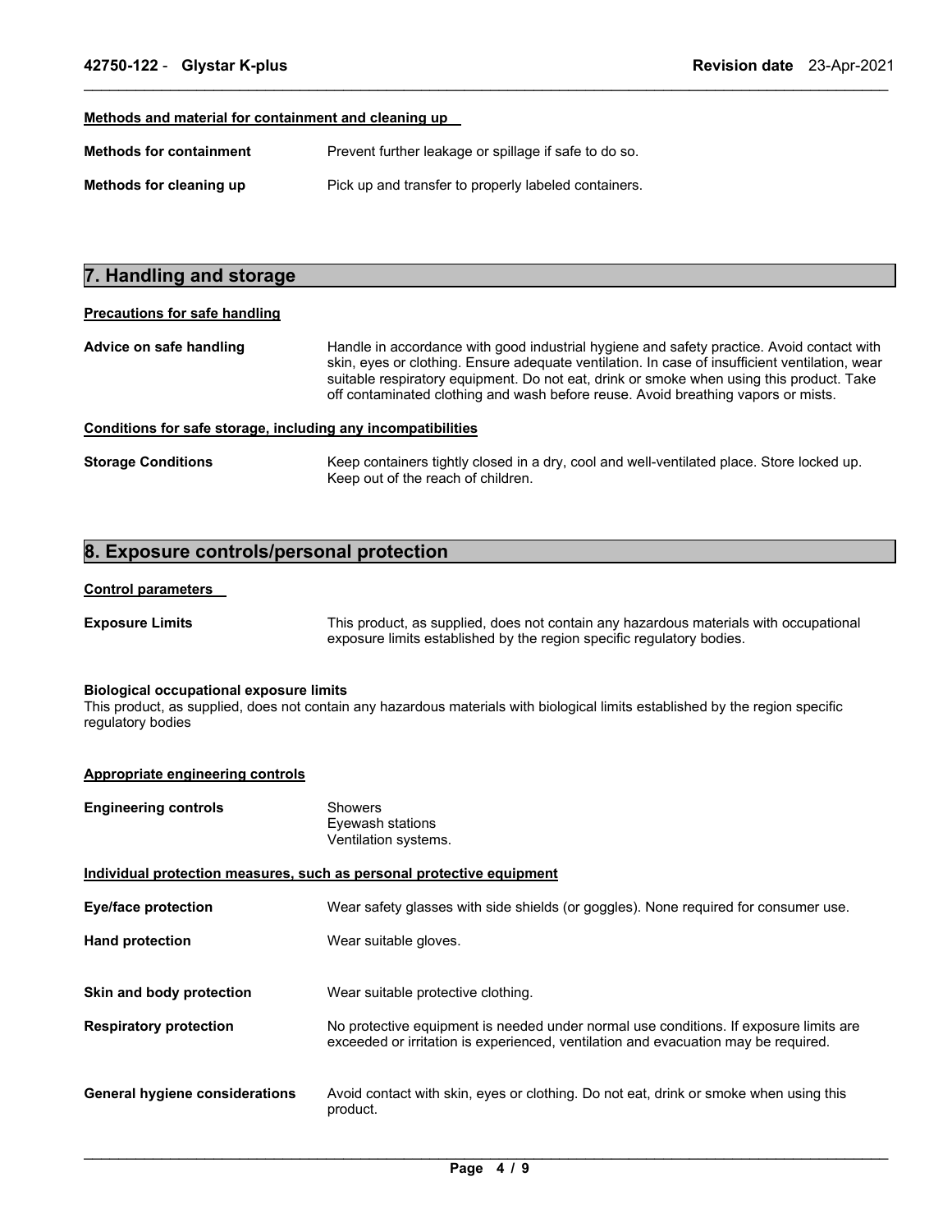**Methods and material for containment and cleaning up**

**Methods for containment** Prevent further leakage or spillage if safe to do so.

**Methods for cleaning up** Pick up and transfer to properly labeled containers.

## 7. Handling and storage

**Precautions for safe handling**

**Advice on safe handling** Handle in accordance with good industrial hygiene and safety practice. Avoid contact with skin, eyes or clothing. Ensure adequate ventilation. In case of insufficient ventilation, wear suitable respiratory equipment. Do not eat, drink or smoke when using this product. Take off contaminated clothing and wash before reuse. Avoid breathing vapors or mists.

**Conditions for safe storage, including any incompatibilities**

**Storage Conditions** Keep containers tightly closed in a dry, cool and well-ventilated place. Store locked up. Keep out of the reach of children.

## 8. Exposure controls/personal protection

**Control parameters**

**Exposure Limits** This product, as supplied, does not contain any hazardous materials with occupational exposure limits established by the region specific regulatory bodies.

**Biological occupational exposure limits**
This product, as supplied, does not contain any hazardous materials with biological limits established by the region specific regulatory bodies

**Appropriate engineering controls**

**Engineering controls** Showers
Eyewash stations
Ventilation systems.

**Individual protection measures, such as personal protective equipment**

**Eye/face protection** Wear safety glasses with side shields (or goggles). None required for consumer use.

**Hand protection** Wear suitable gloves.

**Skin and body protection** Wear suitable protective clothing.

**Respiratory protection** No protective equipment is needed under normal use conditions. If exposure limits are exceeded or irritation is experienced, ventilation and evacuation may be required.

**General hygiene considerations** Avoid contact with skin, eyes or clothing. Do not eat, drink or smoke when using this product.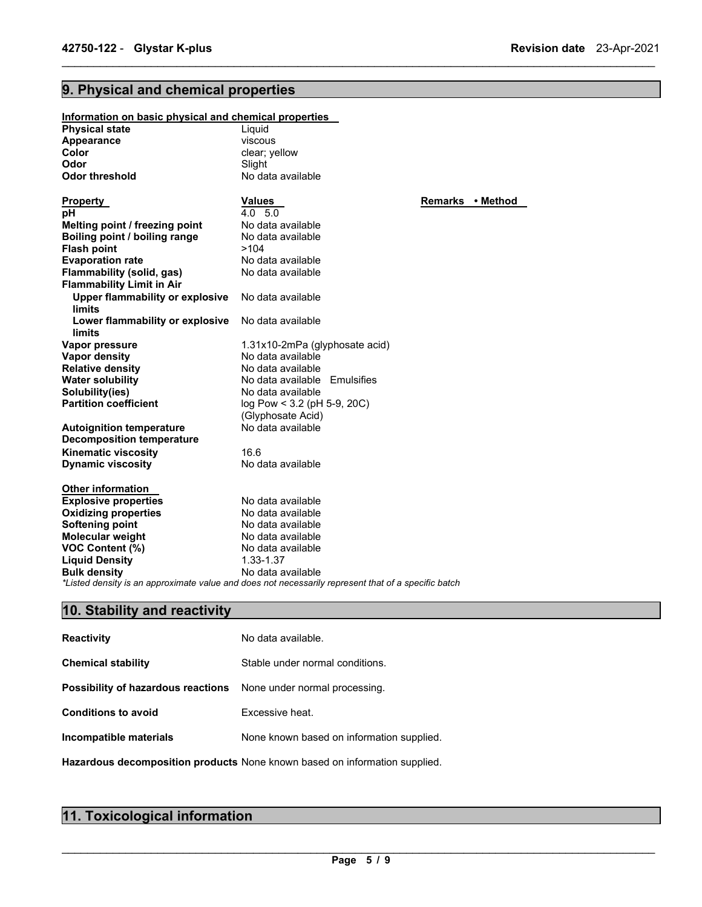## 9. Physical and chemical properties

**Information on basic physical and chemical properties**

| | |
|---|---|
| **Physical state** | Liquid |
| **Appearance** | viscous |
| **Color** | clear; yellow |
| **Odor** | Slight |
| **Odor threshold** | No data available |

| **Property** | **Values** | **Remarks • Method** |
|---|---|---|
| **pH** | 4.0 5.0 | |
| **Melting point / freezing point** | No data available | |
| **Boiling point / boiling range** | No data available | |
| **Flash point** | >104 | |
| **Evaporation rate** | No data available | |
| **Flammability (solid, gas)** | No data available | |
| **Flammability Limit in Air** | | |
| **Upper flammability or explosive limits** | No data available | |
| **Lower flammability or explosive limits** | No data available | |
| **Vapor pressure** | 1.31x10-2mPa (glyphosate acid) | |
| **Vapor density** | No data available | |
| **Relative density** | No data available | |
| **Water solubility** | No data available Emulsifies | |
| **Solubility(ies)** | No data available | |
| **Partition coefficient** | log Pow < 3.2 (pH 5-9, 20C) (Glyphosate Acid) | |
| **Autoignition temperature** | No data available | |
| **Decomposition temperature** | | |
| **Kinematic viscosity** | 16.6 | |
| **Dynamic viscosity** | No data available | |

**Other information**

| | |
|---|---|
| **Explosive properties** | No data available |
| **Oxidizing properties** | No data available |
| **Softening point** | No data available |
| **Molecular weight** | No data available |
| **VOC Content (%)** | No data available |
| **Liquid Density** | 1.33-1.37 |
| **Bulk density** | No data available |

*\*Listed density is an approximate value and does not necessarily represent that of a specific batch*

## 10. Stability and reactivity

| | |
|---|---|
| **Reactivity** | No data available. |
| **Chemical stability** | Stable under normal conditions. |
| **Possibility of hazardous reactions** | None under normal processing. |
| **Conditions to avoid** | Excessive heat. |
| **Incompatible materials** | None known based on information supplied. |
| **Hazardous decomposition products** | None known based on information supplied. |

## 11. Toxicological information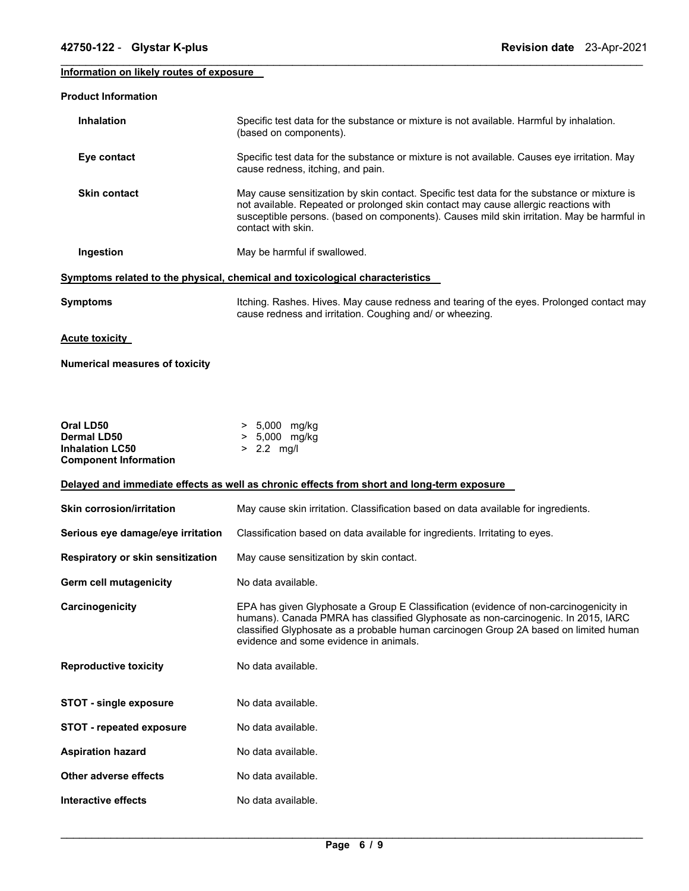## Information on likely routes of exposure

### Product Information

| | |
|---|---|
| **Inhalation** | Specific test data for the substance or mixture is not available. Harmful by inhalation. (based on components). |
| **Eye contact** | Specific test data for the substance or mixture is not available. Causes eye irritation. May cause redness, itching, and pain. |
| **Skin contact** | May cause sensitization by skin contact. Specific test data for the substance or mixture is not available. Repeated or prolonged skin contact may cause allergic reactions with susceptible persons. (based on components). Causes mild skin irritation. May be harmful in contact with skin. |
| **Ingestion** | May be harmful if swallowed. |

## Symptoms related to the physical, chemical and toxicological characteristics

| | |
|---|---|
| **Symptoms** | Itching. Rashes. Hives. May cause redness and tearing of the eyes. Prolonged contact may cause redness and irritation. Coughing and/ or wheezing. |

## Acute toxicity

### Numerical measures of toxicity

| | |
|---|---|
| **Oral LD50** | > 5,000 mg/kg |
| **Dermal LD50** | > 5,000 mg/kg |
| **Inhalation LC50** | > 2.2 mg/l |

**Component Information**

## Delayed and immediate effects as well as chronic effects from short and long-term exposure

| | |
|---|---|
| **Skin corrosion/irritation** | May cause skin irritation. Classification based on data available for ingredients. |
| **Serious eye damage/eye irritation** | Classification based on data available for ingredients. Irritating to eyes. |
| **Respiratory or skin sensitization** | May cause sensitization by skin contact. |
| **Germ cell mutagenicity** | No data available. |
| **Carcinogenicity** | EPA has given Glyphosate a Group E Classification (evidence of non-carcinogenicity in humans). Canada PMRA has classified Glyphosate as non-carcinogenic. In 2015, IARC classified Glyphosate as a probable human carcinogen Group 2A based on limited human evidence and some evidence in animals. |
| **Reproductive toxicity** | No data available. |
| **STOT - single exposure** | No data available. |
| **STOT - repeated exposure** | No data available. |
| **Aspiration hazard** | No data available. |
| **Other adverse effects** | No data available. |
| **Interactive effects** | No data available. |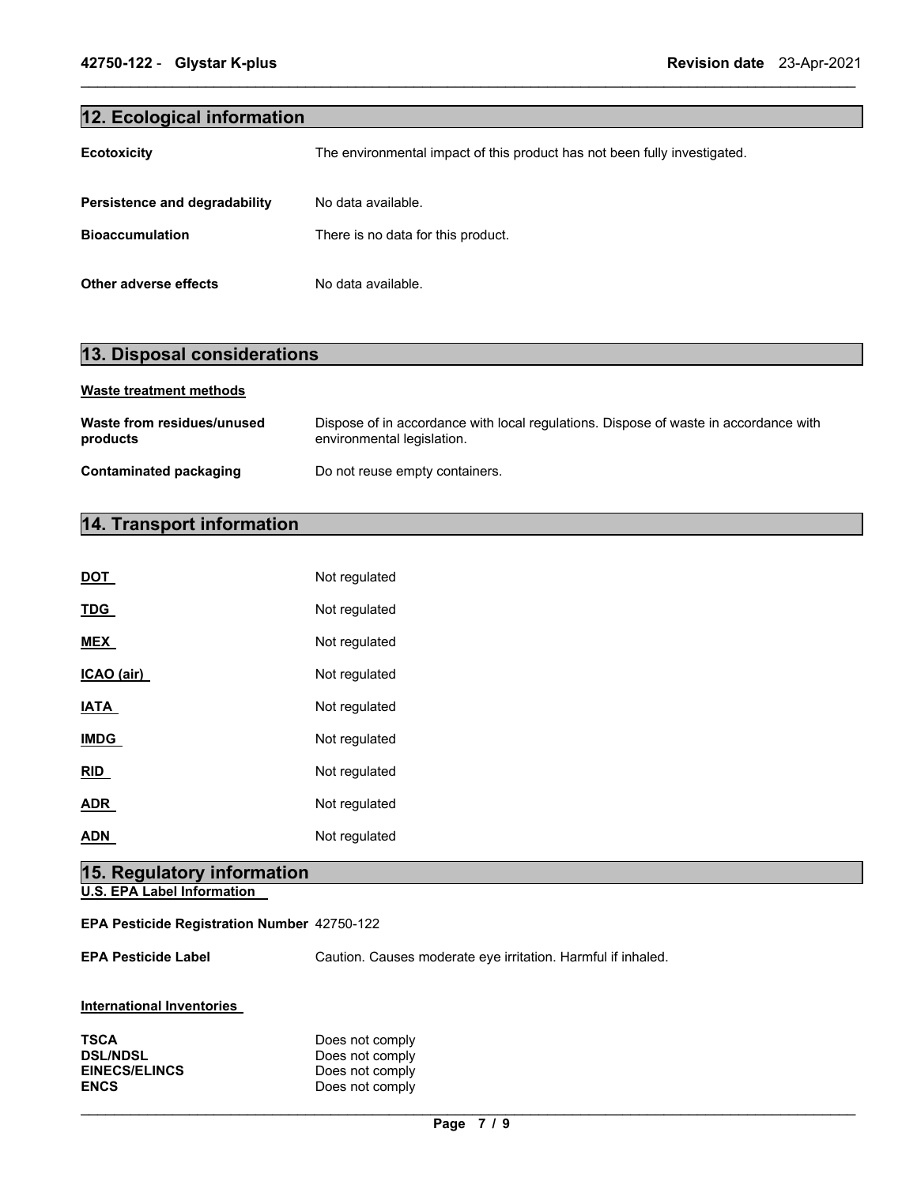## 12. Ecological information

| | |
|---|---|
| **Ecotoxicity** | The environmental impact of this product has not been fully investigated. |
| **Persistence and degradability** | No data available. |
| **Bioaccumulation** | There is no data for this product. |
| **Other adverse effects** | No data available. |

## 13. Disposal considerations

**Waste treatment methods**

| | |
|---|---|
| **Waste from residues/unused products** | Dispose of in accordance with local regulations. Dispose of waste in accordance with environmental legislation. |
| **Contaminated packaging** | Do not reuse empty containers. |

## 14. Transport information

| | |
|---|---|
| **DOT** | Not regulated |
| **TDG** | Not regulated |
| **MEX** | Not regulated |
| **ICAO (air)** | Not regulated |
| **IATA** | Not regulated |
| **IMDG** | Not regulated |
| **RID** | Not regulated |
| **ADR** | Not regulated |
| **ADN** | Not regulated |

## 15. Regulatory information

**U.S. EPA Label Information**

| | |
|---|---|
| **EPA Pesticide Registration Number** | 42750-122 |
| **EPA Pesticide Label** | Caution. Causes moderate eye irritation. Harmful if inhaled. |

**International Inventories**

| | |
|---|---|
| **TSCA** | Does not comply |
| **DSL/NDSL** | Does not comply |
| **EINECS/ELINCS** | Does not comply |
| **ENCS** | Does not comply |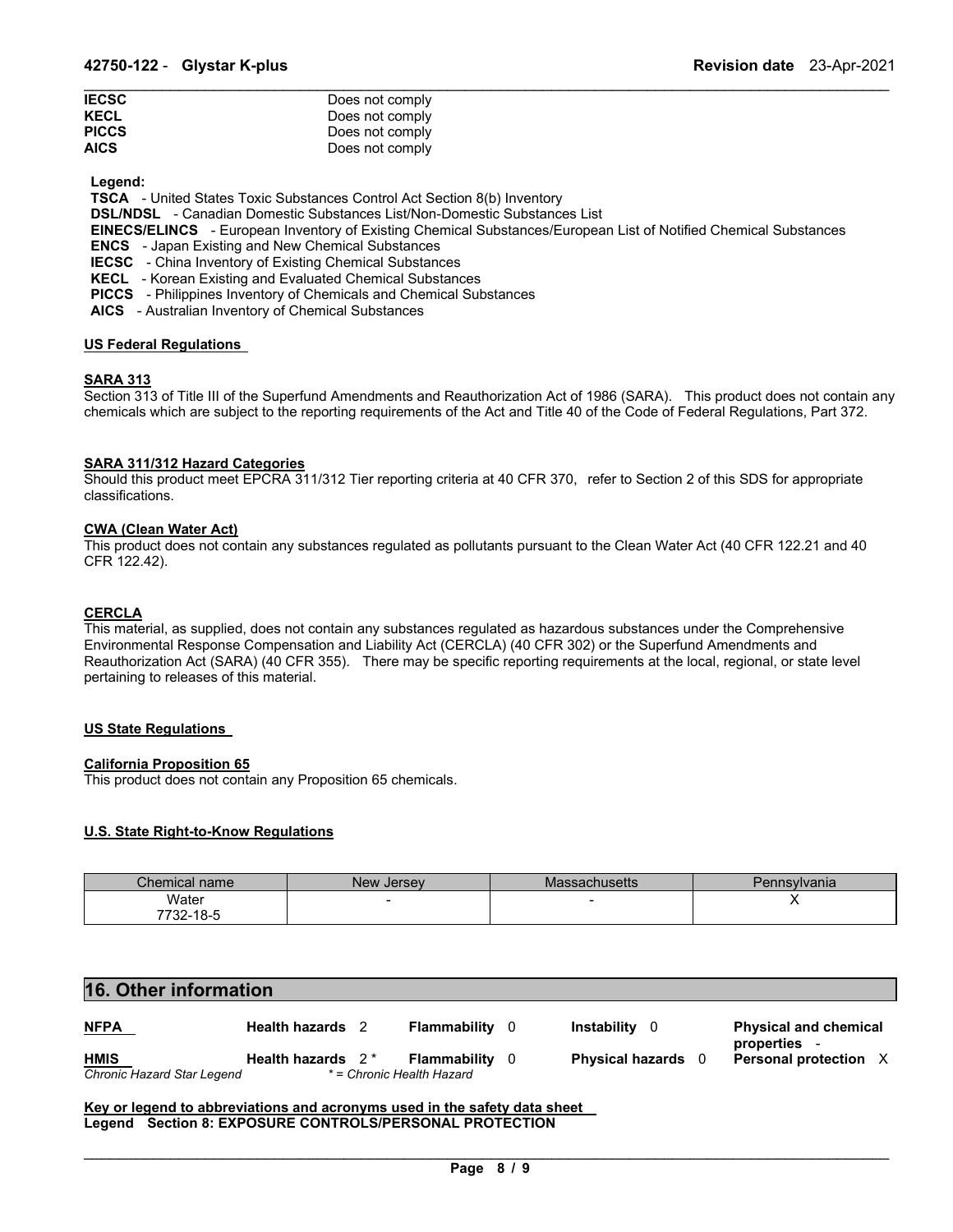| | |
|---|---|
| **IECSC** | Does not comply |
| **KECL** | Does not comply |
| **PICCS** | Does not comply |
| **AICS** | Does not comply |

**Legend:**
**TSCA** - United States Toxic Substances Control Act Section 8(b) Inventory
**DSL/NDSL** - Canadian Domestic Substances List/Non-Domestic Substances List
**EINECS/ELINCS** - European Inventory of Existing Chemical Substances/European List of Notified Chemical Substances
**ENCS** - Japan Existing and New Chemical Substances
**IECSC** - China Inventory of Existing Chemical Substances
**KECL** - Korean Existing and Evaluated Chemical Substances
**PICCS** - Philippines Inventory of Chemicals and Chemical Substances
**AICS** - Australian Inventory of Chemical Substances

### US Federal Regulations

**SARA 313**

Section 313 of Title III of the Superfund Amendments and Reauthorization Act of 1986 (SARA). This product does not contain any chemicals which are subject to the reporting requirements of the Act and Title 40 of the Code of Federal Regulations, Part 372.

**SARA 311/312 Hazard Categories**

Should this product meet EPCRA 311/312 Tier reporting criteria at 40 CFR 370, refer to Section 2 of this SDS for appropriate classifications.

**CWA (Clean Water Act)**

This product does not contain any substances regulated as pollutants pursuant to the Clean Water Act (40 CFR 122.21 and 40 CFR 122.42).

**CERCLA**

This material, as supplied, does not contain any substances regulated as hazardous substances under the Comprehensive Environmental Response Compensation and Liability Act (CERCLA) (40 CFR 302) or the Superfund Amendments and Reauthorization Act (SARA) (40 CFR 355). There may be specific reporting requirements at the local, regional, or state level pertaining to releases of this material.

### US State Regulations

**California Proposition 65**

This product does not contain any Proposition 65 chemicals.

### U.S. State Right-to-Know Regulations

| Chemical name | New Jersey | Massachusetts | Pennsylvania |
|---|---|---|---|
| Water<br>7732-18-5 | - | - | X |

## 16. Other information

| | | | | |
|---|---|---|---|---|
| **NFPA** | **Health hazards** 2 | **Flammability** 0 | **Instability** 0 | **Physical and chemical properties** - |
| **HMIS** | **Health hazards** 2 * | **Flammability** 0 | **Physical hazards** 0 | **Personal protection** X |
| *Chronic Hazard Star Legend* | *\* = Chronic Health Hazard* | | | |

**Key or legend to abbreviations and acronyms used in the safety data sheet**
**Legend Section 8: EXPOSURE CONTROLS/PERSONAL PROTECTION**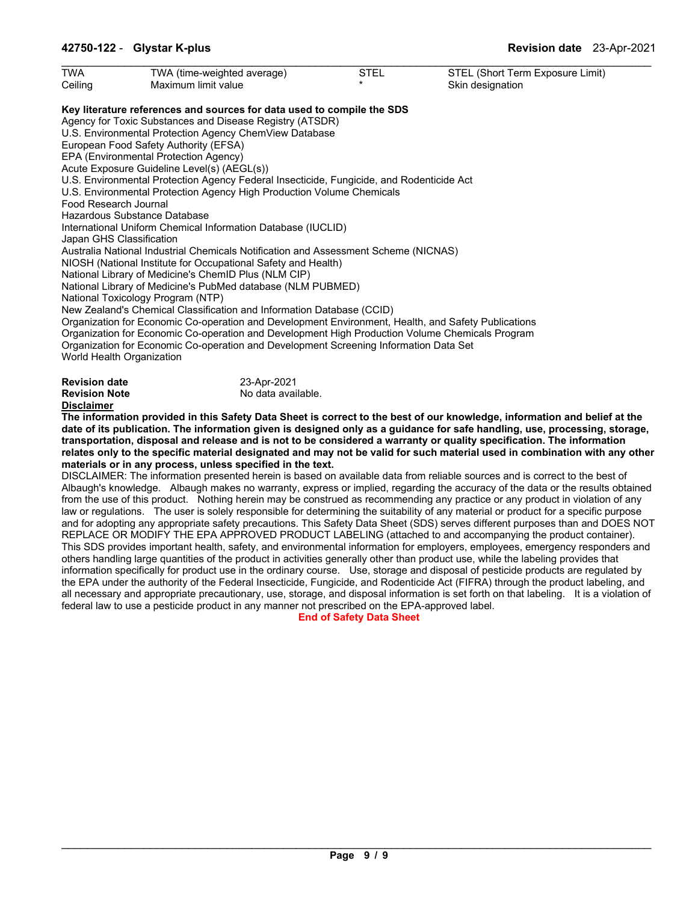| | | | |
|---|---|---|---|
| TWA | TWA (time-weighted average) | STEL | STEL (Short Term Exposure Limit) |
| Ceiling | Maximum limit value | * | Skin designation |

**Key literature references and sources for data used to compile the SDS**

Agency for Toxic Substances and Disease Registry (ATSDR)
U.S. Environmental Protection Agency ChemView Database
European Food Safety Authority (EFSA)
EPA (Environmental Protection Agency)
Acute Exposure Guideline Level(s) (AEGL(s))
U.S. Environmental Protection Agency Federal Insecticide, Fungicide, and Rodenticide Act
U.S. Environmental Protection Agency High Production Volume Chemicals
Food Research Journal
Hazardous Substance Database
International Uniform Chemical Information Database (IUCLID)
Japan GHS Classification
Australia National Industrial Chemicals Notification and Assessment Scheme (NICNAS)
NIOSH (National Institute for Occupational Safety and Health)
National Library of Medicine's ChemID Plus (NLM CIP)
National Library of Medicine's PubMed database (NLM PUBMED)
National Toxicology Program (NTP)
New Zealand's Chemical Classification and Information Database (CCID)
Organization for Economic Co-operation and Development Environment, Health, and Safety Publications
Organization for Economic Co-operation and Development High Production Volume Chemicals Program
Organization for Economic Co-operation and Development Screening Information Data Set
World Health Organization

**Revision date** 23-Apr-2021
**Revision Note** No data available.

**Disclaimer**

**The information provided in this Safety Data Sheet is correct to the best of our knowledge, information and belief at the date of its publication. The information given is designed only as a guidance for safe handling, use, processing, storage, transportation, disposal and release and is not to be considered a warranty or quality specification. The information relates only to the specific material designated and may not be valid for such material used in combination with any other materials or in any process, unless specified in the text.**

DISCLAIMER: The information presented herein is based on available data from reliable sources and is correct to the best of Albaugh's knowledge. Albaugh makes no warranty, express or implied, regarding the accuracy of the data or the results obtained from the use of this product. Nothing herein may be construed as recommending any practice or any product in violation of any law or regulations. The user is solely responsible for determining the suitability of any material or product for a specific purpose and for adopting any appropriate safety precautions. This Safety Data Sheet (SDS) serves different purposes than and DOES NOT REPLACE OR MODIFY THE EPA APPROVED PRODUCT LABELING (attached to and accompanying the product container). This SDS provides important health, safety, and environmental information for employers, employees, emergency responders and others handling large quantities of the product in activities generally other than product use, while the labeling provides that information specifically for product use in the ordinary course. Use, storage and disposal of pesticide products are regulated by the EPA under the authority of the Federal Insecticide, Fungicide, and Rodenticide Act (FIFRA) through the product labeling, and all necessary and appropriate precautionary, use, storage, and disposal information is set forth on that labeling. It is a violation of federal law to use a pesticide product in any manner not prescribed on the EPA-approved label.

**End of Safety Data Sheet**